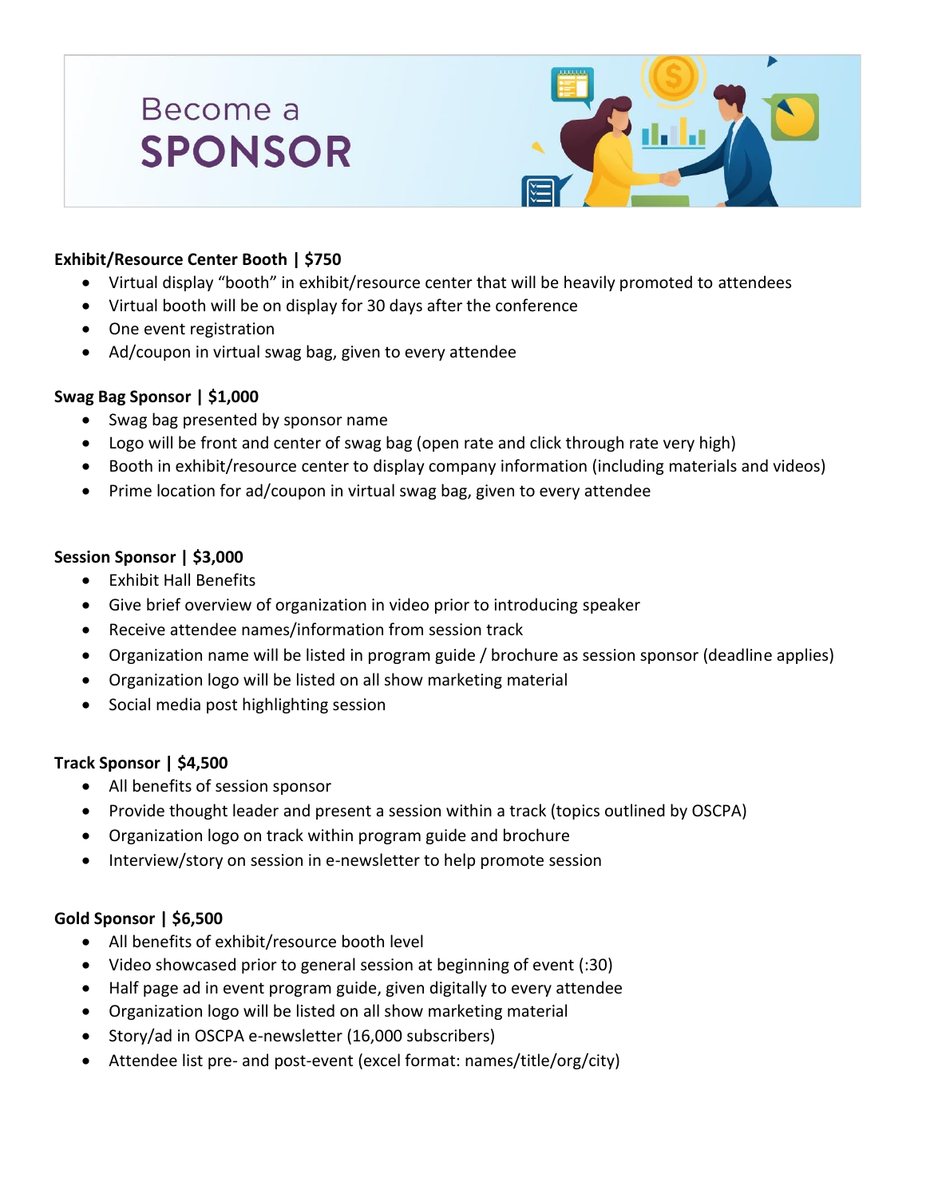# Become a SPONSOR

**Exhibit/Resource Center Booth | $750**

- Virtual display "booth" in exhibit/resource center that will be heavily promoted to attendees
- Virtual booth will be on display for 30 days after the conference
- One event registration
- Ad/coupon in virtual swag bag, given to every attendee

**Swag Bag Sponsor | $1,000**

- Swag bag presented by sponsor name
- Logo will be front and center of swag bag (open rate and click through rate very high)
- Booth in exhibit/resource center to display company information (including materials and videos)
- Prime location for ad/coupon in virtual swag bag, given to every attendee

**Session Sponsor | $3,000**

- Exhibit Hall Benefits
- Give brief overview of organization in video prior to introducing speaker
- Receive attendee names/information from session track
- Organization name will be listed in program guide / brochure as session sponsor (deadline applies)
- Organization logo will be listed on all show marketing material
- Social media post highlighting session

**Track Sponsor | $4,500**

- All benefits of session sponsor
- Provide thought leader and present a session within a track (topics outlined by OSCPA)
- Organization logo on track within program guide and brochure
- Interview/story on session in e-newsletter to help promote session

**Gold Sponsor | $6,500**

- All benefits of exhibit/resource booth level
- Video showcased prior to general session at beginning of event (:30)
- Half page ad in event program guide, given digitally to every attendee
- Organization logo will be listed on all show marketing material
- Story/ad in OSCPA e-newsletter (16,000 subscribers)
- Attendee list pre- and post-event (excel format: names/title/org/city)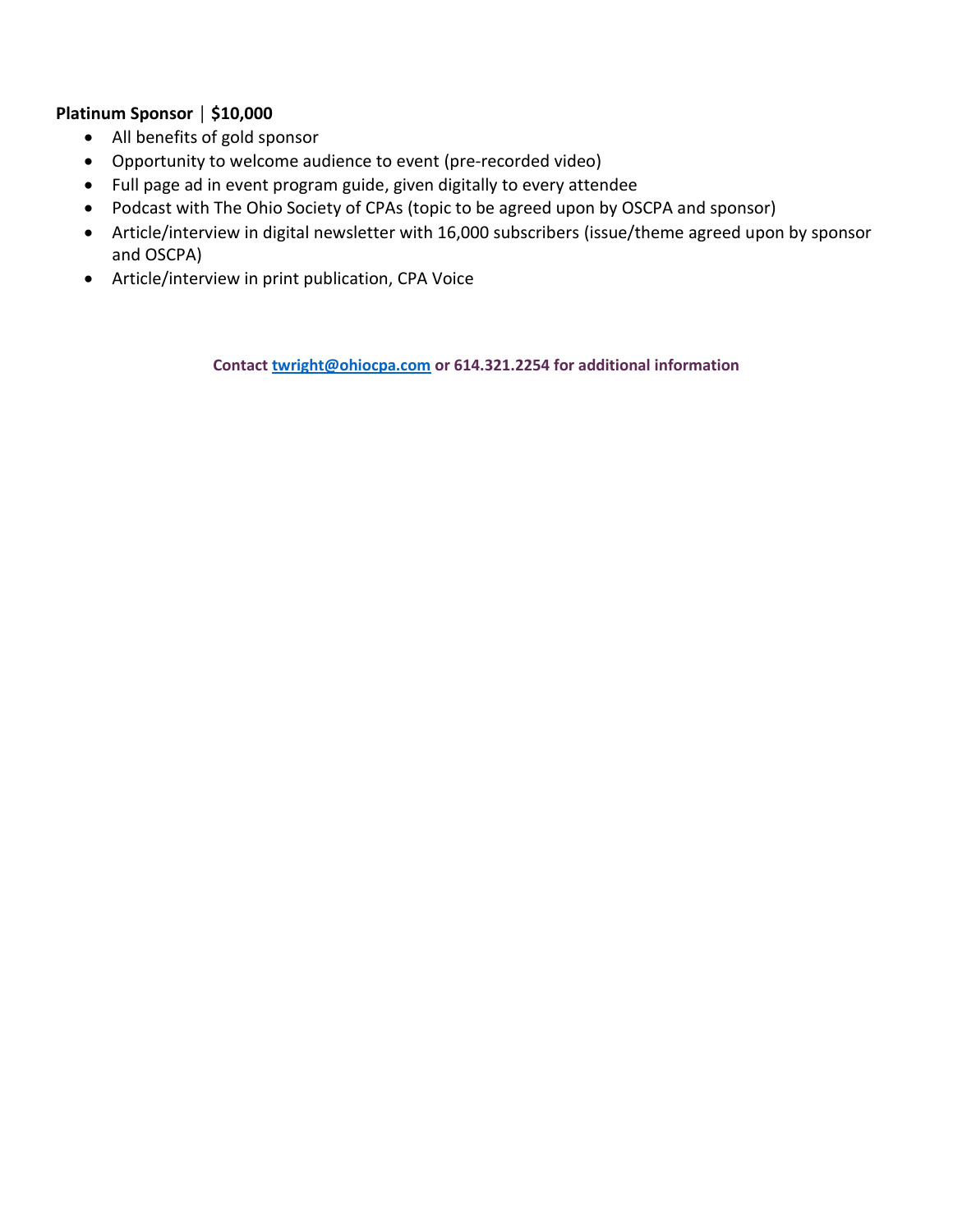**Platinum Sponsor | $10,000**

- All benefits of gold sponsor
- Opportunity to welcome audience to event (pre-recorded video)
- Full page ad in event program guide, given digitally to every attendee
- Podcast with The Ohio Society of CPAs (topic to be agreed upon by OSCPA and sponsor)
- Article/interview in digital newsletter with 16,000 subscribers (issue/theme agreed upon by sponsor and OSCPA)
- Article/interview in print publication, CPA Voice

**Contact twright@ohiocpa.com or 614.321.2254 for additional information**